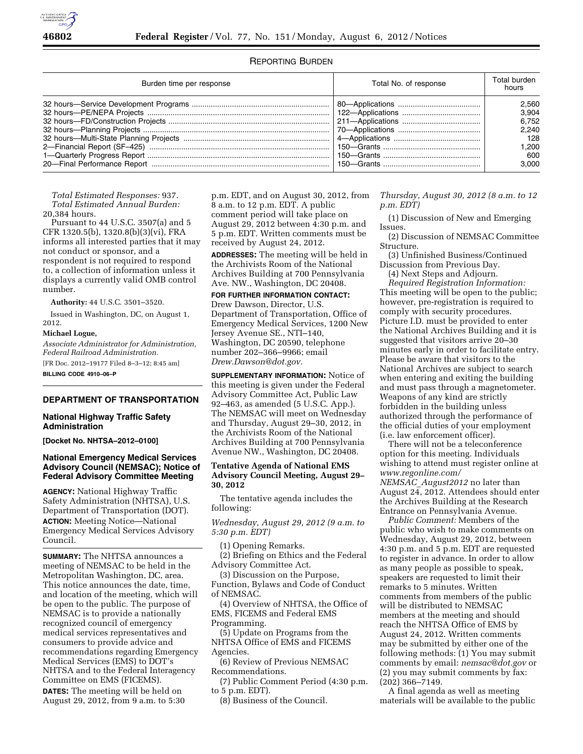REPORTING BURDEN

| Burden time per response | Total No. of response | Total burden hours |
|---|---|---|
| 32 hours—Service Development Programs | 80—Applications | 2,560 |
| 32 hours—PE/NEPA Projects | 122—Applications | 3,904 |
| 32 hours—FD/Construction Projects | 211—Applications | 6,752 |
| 32 hours—Planning Projects | 70—Applications | 2,240 |
| 32 hours—Multi-State Planning Projects | 4—Applications | 128 |
| 2—Financial Report (SF–425) | 150—Grants | 1,200 |
| 1—Quarterly Progress Report | 150—Grants | 600 |
| 20—Final Performance Report | 150—Grants | 3,000 |

*Total Estimated Responses:* 937.

*Total Estimated Annual Burden:* 20,384 hours.

Pursuant to 44 U.S.C. 3507(a) and 5 CFR 1320.5(b), 1320.8(b)(3)(vi), FRA informs all interested parties that it may not conduct or sponsor, and a respondent is not required to respond to, a collection of information unless it displays a currently valid OMB control number.

**Authority:** 44 U.S.C. 3501–3520.

Issued in Washington, DC, on August 1, 2012.

**Michael Logue,**

*Associate Administrator for Administration, Federal Railroad Administration.*

[FR Doc. 2012–19177 Filed 8–3–12; 8:45 am]

**BILLING CODE 4910–06–P**

## DEPARTMENT OF TRANSPORTATION

### National Highway Traffic Safety Administration

**[Docket No. NHTSA–2012–0100]**

### National Emergency Medical Services Advisory Council (NEMSAC); Notice of Federal Advisory Committee Meeting

**AGENCY:** National Highway Traffic Safety Administration (NHTSA), U.S. Department of Transportation (DOT).

**ACTION:** Meeting Notice—National Emergency Medical Services Advisory Council.

**SUMMARY:** The NHTSA announces a meeting of NEMSAC to be held in the Metropolitan Washington, DC, area. This notice announces the date, time, and location of the meeting, which will be open to the public. The purpose of NEMSAC is to provide a nationally recognized council of emergency medical services representatives and consumers to provide advice and recommendations regarding Emergency Medical Services (EMS) to DOT's NHTSA and to the Federal Interagency Committee on EMS (FICEMS).

**DATES:** The meeting will be held on August 29, 2012, from 9 a.m. to 5:30 p.m. EDT, and on August 30, 2012, from 8 a.m. to 12 p.m. EDT. A public comment period will take place on August 29, 2012 between 4:30 p.m. and 5 p.m. EDT. Written comments must be received by August 24, 2012.

**ADDRESSES:** The meeting will be held in the Archivists Room of the National Archives Building at 700 Pennsylvania Ave. NW., Washington, DC 20408.

**FOR FURTHER INFORMATION CONTACT:** Drew Dawson, Director, U.S. Department of Transportation, Office of Emergency Medical Services, 1200 New Jersey Avenue SE., NTI–140, Washington, DC 20590, telephone number 202–366–9966; email *Drew.Dawson@dot.gov.*

**SUPPLEMENTARY INFORMATION:** Notice of this meeting is given under the Federal Advisory Committee Act, Public Law 92–463, as amended (5 U.S.C. App.). The NEMSAC will meet on Wednesday and Thursday, August 29–30, 2012, in the Archivists Room of the National Archives Building at 700 Pennsylvania Avenue NW., Washington, DC 20408.

#### Tentative Agenda of National EMS Advisory Council Meeting, August 29–30, 2012

The tentative agenda includes the following:

*Wednesday, August 29, 2012 (9 a.m. to 5:30 p.m. EDT)*

(1) Opening Remarks.

(2) Briefing on Ethics and the Federal Advisory Committee Act.

(3) Discussion on the Purpose, Function, Bylaws and Code of Conduct of NEMSAC.

(4) Overview of NHTSA, the Office of EMS, FICEMS and Federal EMS Programming.

(5) Update on Programs from the NHTSA Office of EMS and FICEMS Agencies.

(6) Review of Previous NEMSAC Recommendations.

(7) Public Comment Period (4:30 p.m. to 5 p.m. EDT).

(8) Business of the Council.

*Thursday, August 30, 2012 (8 a.m. to 12 p.m. EDT)*

(1) Discussion of New and Emerging Issues.

(2) Discussion of NEMSAC Committee Structure.

(3) Unfinished Business/Continued Discussion from Previous Day.

(4) Next Steps and Adjourn.

*Required Registration Information:* This meeting will be open to the public; however, pre-registration is required to comply with security procedures. Picture I.D. must be provided to enter the National Archives Building and it is suggested that visitors arrive 20–30 minutes early in order to facilitate entry. Please be aware that visitors to the National Archives are subject to search when entering and exiting the building and must pass through a magnetometer. Weapons of any kind are strictly forbidden in the building unless authorized through the performance of the official duties of your employment (i.e. law enforcement officer).

There will not be a teleconference option for this meeting. Individuals wishing to attend must register online at *www.regonline.com/NEMSAC_August2012* no later than August 24, 2012. Attendees should enter the Archives Building at the Research Entrance on Pennsylvania Avenue.

*Public Comment:* Members of the public who wish to make comments on Wednesday, August 29, 2012, between 4:30 p.m. and 5 p.m. EDT are requested to register in advance. In order to allow as many people as possible to speak, speakers are requested to limit their remarks to 5 minutes. Written comments from members of the public will be distributed to NEMSAC members at the meeting and should reach the NHTSA Office of EMS by August 24, 2012. Written comments may be submitted by either one of the following methods: (1) You may submit comments by email: *nemsac@dot.gov* or (2) you may submit comments by fax: (202) 366–7149.

A final agenda as well as meeting materials will be available to the public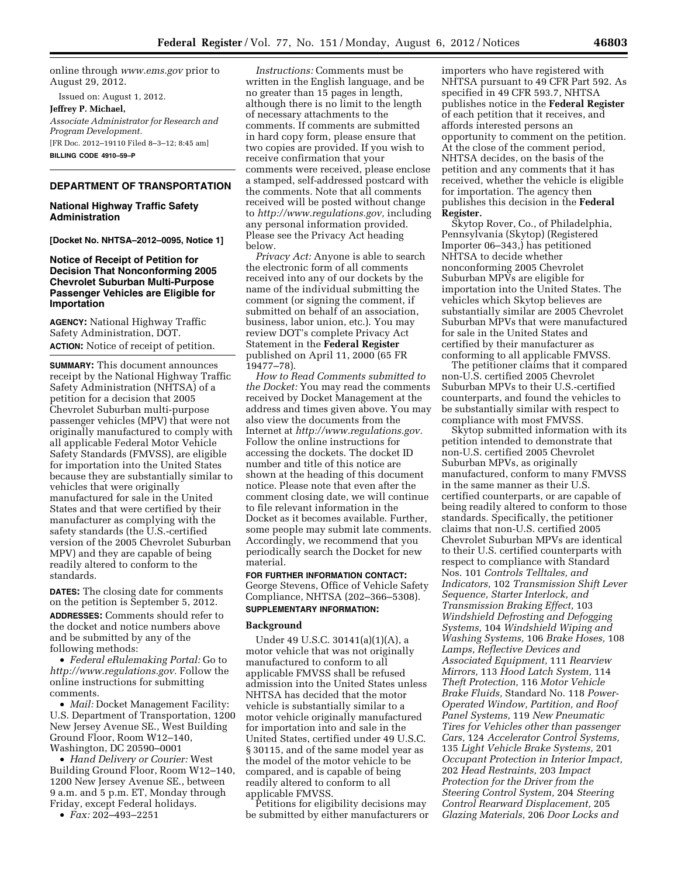online through *www.ems.gov* prior to August 29, 2012.

Issued on: August 1, 2012.

**Jeffrey P. Michael,**

*Associate Administrator for Research and Program Development.*

[FR Doc. 2012–19110 Filed 8–3–12; 8:45 am]

**BILLING CODE 4910–59–P**

---

## DEPARTMENT OF TRANSPORTATION

### National Highway Traffic Safety Administration

**[Docket No. NHTSA–2012–0095, Notice 1]**

### Notice of Receipt of Petition for Decision That Nonconforming 2005 Chevrolet Suburban Multi-Purpose Passenger Vehicles are Eligible for Importation

**AGENCY:** National Highway Traffic Safety Administration, DOT.

**ACTION:** Notice of receipt of petition.

**SUMMARY:** This document announces receipt by the National Highway Traffic Safety Administration (NHTSA) of a petition for a decision that 2005 Chevrolet Suburban multi-purpose passenger vehicles (MPV) that were not originally manufactured to comply with all applicable Federal Motor Vehicle Safety Standards (FMVSS), are eligible for importation into the United States because they are substantially similar to vehicles that were originally manufactured for sale in the United States and that were certified by their manufacturer as complying with the safety standards (the U.S.-certified version of the 2005 Chevrolet Suburban MPV) and they are capable of being readily altered to conform to the standards.

**DATES:** The closing date for comments on the petition is September 5, 2012.

**ADDRESSES:** Comments should refer to the docket and notice numbers above and be submitted by any of the following methods:

- *Federal eRulemaking Portal:* Go to *http://www.regulations.gov.* Follow the online instructions for submitting comments.
- *Mail:* Docket Management Facility: U.S. Department of Transportation, 1200 New Jersey Avenue SE., West Building Ground Floor, Room W12–140, Washington, DC 20590–0001
- *Hand Delivery or Courier:* West Building Ground Floor, Room W12–140, 1200 New Jersey Avenue SE., between 9 a.m. and 5 p.m. ET, Monday through Friday, except Federal holidays.
- *Fax:* 202–493–2251

*Instructions:* Comments must be written in the English language, and be no greater than 15 pages in length, although there is no limit to the length of necessary attachments to the comments. If comments are submitted in hard copy form, please ensure that two copies are provided. If you wish to receive confirmation that your comments were received, please enclose a stamped, self-addressed postcard with the comments. Note that all comments received will be posted without change to *http://www.regulations.gov,* including any personal information provided. Please see the Privacy Act heading below.

*Privacy Act:* Anyone is able to search the electronic form of all comments received into any of our dockets by the name of the individual submitting the comment (or signing the comment, if submitted on behalf of an association, business, labor union, etc.). You may review DOT's complete Privacy Act Statement in the **Federal Register** published on April 11, 2000 (65 FR 19477–78).

*How to Read Comments submitted to the Docket:* You may read the comments received by Docket Management at the address and times given above. You may also view the documents from the Internet at *http://www.regulations.gov.* Follow the online instructions for accessing the dockets. The docket ID number and title of this notice are shown at the heading of this document notice. Please note that even after the comment closing date, we will continue to file relevant information in the Docket as it becomes available. Further, some people may submit late comments. Accordingly, we recommend that you periodically search the Docket for new material.

**FOR FURTHER INFORMATION CONTACT:** George Stevens, Office of Vehicle Safety Compliance, NHTSA (202–366–5308).

**SUPPLEMENTARY INFORMATION:**

**Background**

Under 49 U.S.C. 30141(a)(1)(A), a motor vehicle that was not originally manufactured to conform to all applicable FMVSS shall be refused admission into the United States unless NHTSA has decided that the motor vehicle is substantially similar to a motor vehicle originally manufactured for importation into and sale in the United States, certified under 49 U.S.C. § 30115, and of the same model year as the model of the motor vehicle to be compared, and is capable of being readily altered to conform to all applicable FMVSS.

Petitions for eligibility decisions may be submitted by either manufacturers or importers who have registered with NHTSA pursuant to 49 CFR Part 592. As specified in 49 CFR 593.7, NHTSA publishes notice in the **Federal Register** of each petition that it receives, and affords interested persons an opportunity to comment on the petition. At the close of the comment period, NHTSA decides, on the basis of the petition and any comments that it has received, whether the vehicle is eligible for importation. The agency then publishes this decision in the **Federal Register.**

Skytop Rover, Co., of Philadelphia, Pennsylvania (Skytop) (Registered Importer 06–343,) has petitioned NHTSA to decide whether nonconforming 2005 Chevrolet Suburban MPVs are eligible for importation into the United States. The vehicles which Skytop believes are substantially similar are 2005 Chevrolet Suburban MPVs that were manufactured for sale in the United States and certified by their manufacturer as conforming to all applicable FMVSS.

The petitioner claims that it compared non-U.S. certified 2005 Chevrolet Suburban MPVs to their U.S.-certified counterparts, and found the vehicles to be substantially similar with respect to compliance with most FMVSS.

Skytop submitted information with its petition intended to demonstrate that non-U.S. certified 2005 Chevrolet Suburban MPVs, as originally manufactured, conform to many FMVSS in the same manner as their U.S. certified counterparts, or are capable of being readily altered to conform to those standards. Specifically, the petitioner claims that non-U.S. certified 2005 Chevrolet Suburban MPVs are identical to their U.S. certified counterparts with respect to compliance with Standard Nos. 101 *Controls Telltales, and Indicators,* 102 *Transmission Shift Lever Sequence, Starter Interlock, and Transmission Braking Effect,* 103 *Windshield Defrosting and Defogging Systems,* 104 *Windshield Wiping and Washing Systems,* 106 *Brake Hoses,* 108 *Lamps, Reflective Devices and Associated Equipment,* 111 *Rearview Mirrors,* 113 *Hood Latch System,* 114 *Theft Protection,* 116 *Motor Vehicle Brake Fluids,* Standard No. 118 *Power-Operated Window, Partition, and Roof Panel Systems,* 119 *New Pneumatic Tires for Vehicles other than passenger Cars,* 124 *Accelerator Control Systems,* 135 *Light Vehicle Brake Systems,* 201 *Occupant Protection in Interior Impact,* 202 *Head Restraints,* 203 *Impact Protection for the Driver from the Steering Control System,* 204 *Steering Control Rearward Displacement,* 205 *Glazing Materials,* 206 *Door Locks and*